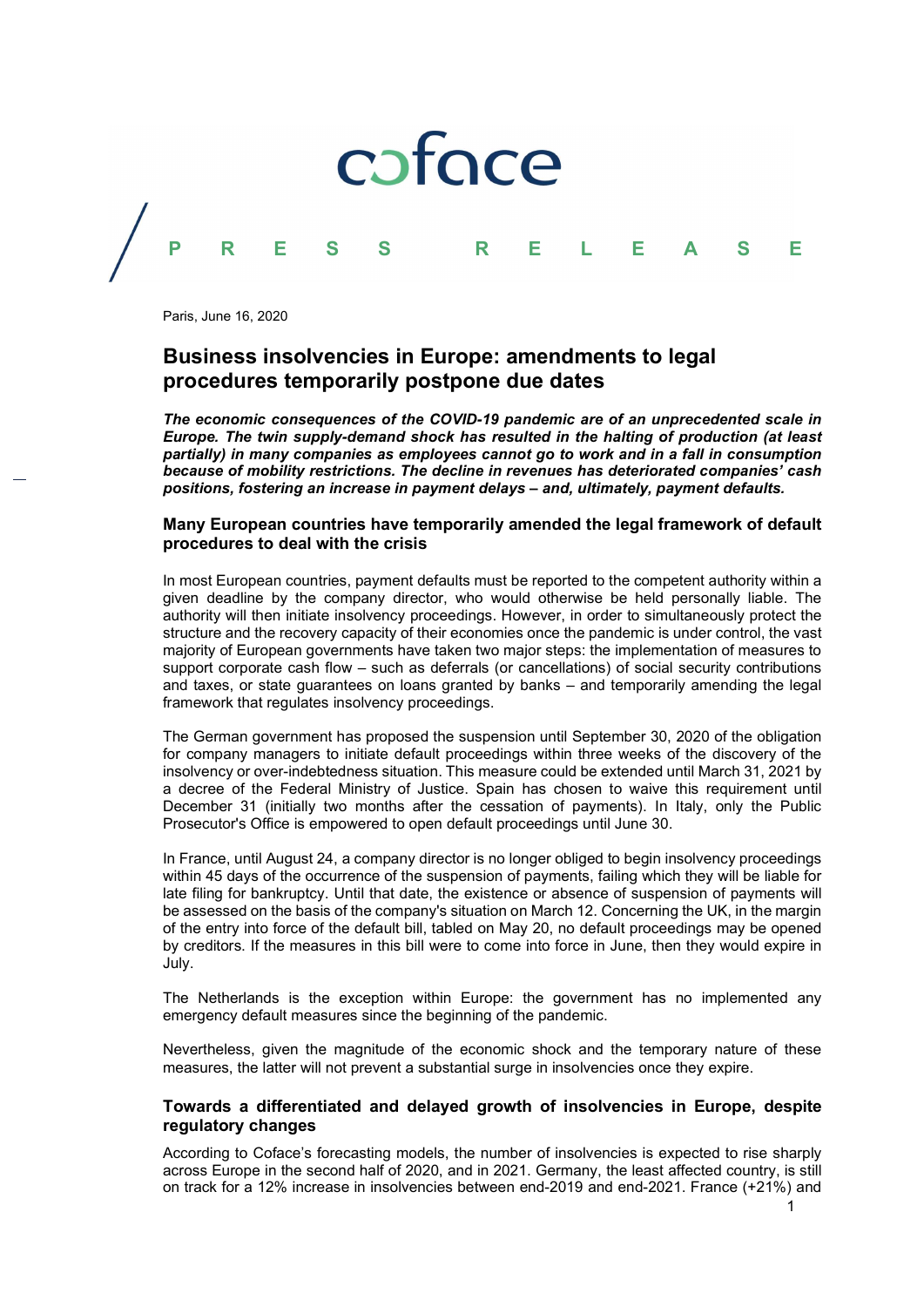coface

PRESS RELEASE

Paris, June 16, 2020

# Business insolvencies in Europe: amendments to legal procedures temporarily postpone due dates

***The economic consequences of the COVID-19 pandemic are of an unprecedented scale in Europe. The twin supply-demand shock has resulted in the halting of production (at least partially) in many companies as employees cannot go to work and in a fall in consumption because of mobility restrictions. The decline in revenues has deteriorated companies' cash positions, fostering an increase in payment delays – and, ultimately, payment defaults.***

## Many European countries have temporarily amended the legal framework of default procedures to deal with the crisis

In most European countries, payment defaults must be reported to the competent authority within a given deadline by the company director, who would otherwise be held personally liable. The authority will then initiate insolvency proceedings. However, in order to simultaneously protect the structure and the recovery capacity of their economies once the pandemic is under control, the vast majority of European governments have taken two major steps: the implementation of measures to support corporate cash flow – such as deferrals (or cancellations) of social security contributions and taxes, or state guarantees on loans granted by banks – and temporarily amending the legal framework that regulates insolvency proceedings.

The German government has proposed the suspension until September 30, 2020 of the obligation for company managers to initiate default proceedings within three weeks of the discovery of the insolvency or over-indebtedness situation. This measure could be extended until March 31, 2021 by a decree of the Federal Ministry of Justice. Spain has chosen to waive this requirement until December 31 (initially two months after the cessation of payments). In Italy, only the Public Prosecutor's Office is empowered to open default proceedings until June 30.

In France, until August 24, a company director is no longer obliged to begin insolvency proceedings within 45 days of the occurrence of the suspension of payments, failing which they will be liable for late filing for bankruptcy. Until that date, the existence or absence of suspension of payments will be assessed on the basis of the company's situation on March 12. Concerning the UK, in the margin of the entry into force of the default bill, tabled on May 20, no default proceedings may be opened by creditors. If the measures in this bill were to come into force in June, then they would expire in July.

The Netherlands is the exception within Europe: the government has no implemented any emergency default measures since the beginning of the pandemic.

Nevertheless, given the magnitude of the economic shock and the temporary nature of these measures, the latter will not prevent a substantial surge in insolvencies once they expire.

## Towards a differentiated and delayed growth of insolvencies in Europe, despite regulatory changes

According to Coface's forecasting models, the number of insolvencies is expected to rise sharply across Europe in the second half of 2020, and in 2021. Germany, the least affected country, is still on track for a 12% increase in insolvencies between end-2019 and end-2021. France (+21%) and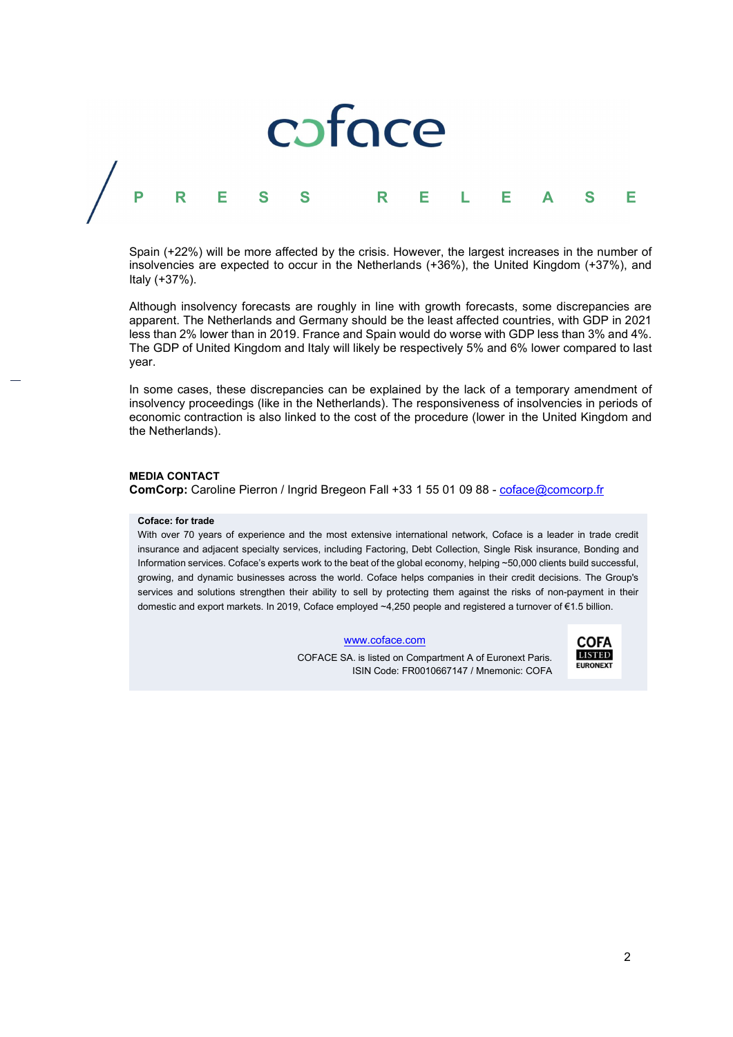Spain (+22%) will be more affected by the crisis. However, the largest increases in the number of insolvencies are expected to occur in the Netherlands (+36%), the United Kingdom (+37%), and Italy (+37%).

Although insolvency forecasts are roughly in line with growth forecasts, some discrepancies are apparent. The Netherlands and Germany should be the least affected countries, with GDP in 2021 less than 2% lower than in 2019. France and Spain would do worse with GDP less than 3% and 4%. The GDP of United Kingdom and Italy will likely be respectively 5% and 6% lower compared to last year.

In some cases, these discrepancies can be explained by the lack of a temporary amendment of insolvency proceedings (like in the Netherlands). The responsiveness of insolvencies in periods of economic contraction is also linked to the cost of the procedure (lower in the United Kingdom and the Netherlands).

**MEDIA CONTACT**
**ComCorp:** Caroline Pierron / Ingrid Bregeon Fall +33 1 55 01 09 88 - coface@comcorp.fr

**Coface: for trade**
With over 70 years of experience and the most extensive international network, Coface is a leader in trade credit insurance and adjacent specialty services, including Factoring, Debt Collection, Single Risk insurance, Bonding and Information services. Coface's experts work to the beat of the global economy, helping ~50,000 clients build successful, growing, and dynamic businesses across the world. Coface helps companies in their credit decisions. The Group's services and solutions strengthen their ability to sell by protecting them against the risks of non-payment in their domestic and export markets. In 2019, Coface employed ~4,250 people and registered a turnover of €1.5 billion.

www.coface.com
COFACE SA. is listed on Compartment A of Euronext Paris.
ISIN Code: FR0010667147 / Mnemonic: COFA

COFA LISTED EURONEXT